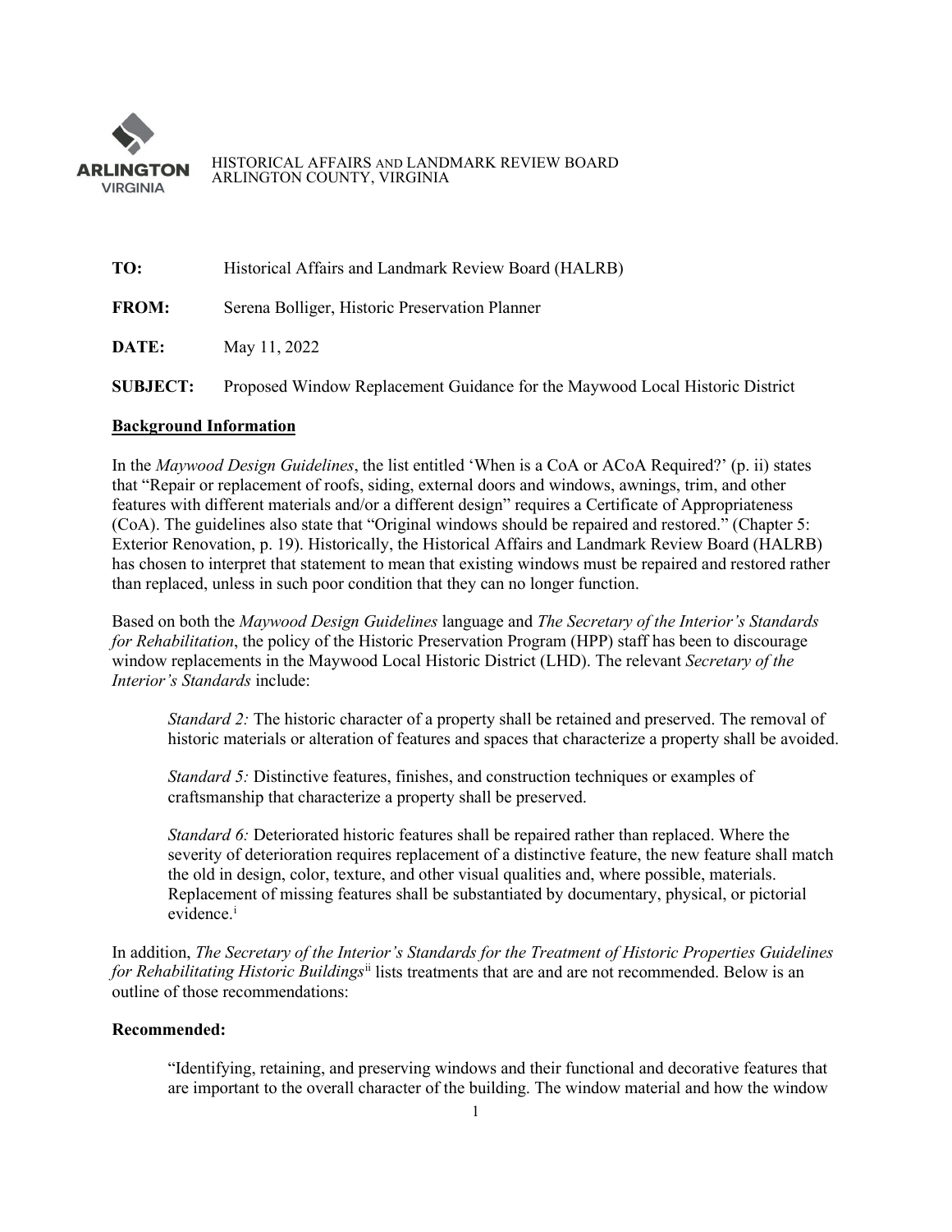HISTORICAL AFFAIRS AND LANDMARK REVIEW BOARD
ARLINGTON COUNTY, VIRGINIA

**TO:** Historical Affairs and Landmark Review Board (HALRB)

**FROM:** Serena Bolliger, Historic Preservation Planner

**DATE:** May 11, 2022

**SUBJECT:** Proposed Window Replacement Guidance for the Maywood Local Historic District

**Background Information**

In the *Maywood Design Guidelines*, the list entitled 'When is a CoA or ACoA Required?' (p. ii) states that "Repair or replacement of roofs, siding, external doors and windows, awnings, trim, and other features with different materials and/or a different design" requires a Certificate of Appropriateness (CoA). The guidelines also state that "Original windows should be repaired and restored." (Chapter 5: Exterior Renovation, p. 19). Historically, the Historical Affairs and Landmark Review Board (HALRB) has chosen to interpret that statement to mean that existing windows must be repaired and restored rather than replaced, unless in such poor condition that they can no longer function.

Based on both the *Maywood Design Guidelines* language and *The Secretary of the Interior's Standards for Rehabilitation*, the policy of the Historic Preservation Program (HPP) staff has been to discourage window replacements in the Maywood Local Historic District (LHD). The relevant *Secretary of the Interior's Standards* include:

> *Standard 2:* The historic character of a property shall be retained and preserved. The removal of historic materials or alteration of features and spaces that characterize a property shall be avoided.
>
> *Standard 5:* Distinctive features, finishes, and construction techniques or examples of craftsmanship that characterize a property shall be preserved.
>
> *Standard 6:* Deteriorated historic features shall be repaired rather than replaced. Where the severity of deterioration requires replacement of a distinctive feature, the new feature shall match the old in design, color, texture, and other visual qualities and, where possible, materials. Replacement of missing features shall be substantiated by documentary, physical, or pictorial evidence.[i]

In addition, *The Secretary of the Interior's Standards for the Treatment of Historic Properties Guidelines for Rehabilitating Historic Buildings*[ii] lists treatments that are and are not recommended. Below is an outline of those recommendations:

**Recommended:**

> "Identifying, retaining, and preserving windows and their functional and decorative features that are important to the overall character of the building. The window material and how the window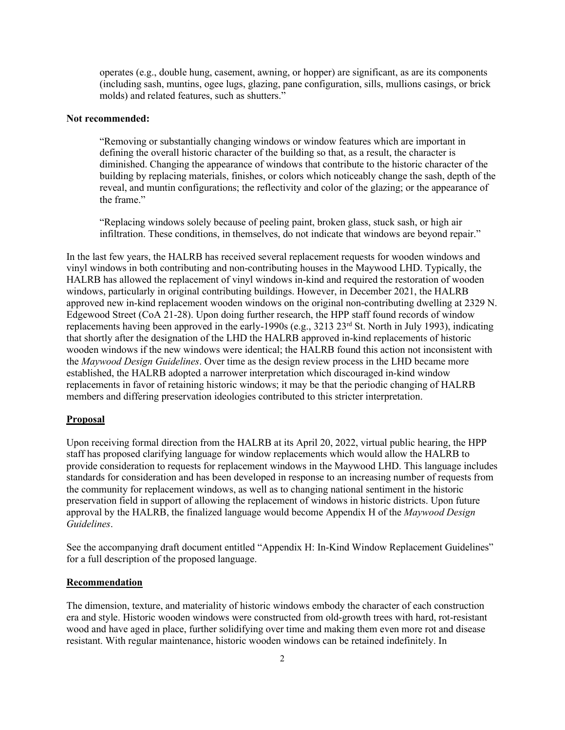operates (e.g., double hung, casement, awning, or hopper) are significant, as are its components (including sash, muntins, ogee lugs, glazing, pane configuration, sills, mullions casings, or brick molds) and related features, such as shutters."

**Not recommended:**

> "Removing or substantially changing windows or window features which are important in defining the overall historic character of the building so that, as a result, the character is diminished. Changing the appearance of windows that contribute to the historic character of the building by replacing materials, finishes, or colors which noticeably change the sash, depth of the reveal, and muntin configurations; the reflectivity and color of the glazing; or the appearance of the frame."
>
> "Replacing windows solely because of peeling paint, broken glass, stuck sash, or high air infiltration. These conditions, in themselves, do not indicate that windows are beyond repair."

In the last few years, the HALRB has received several replacement requests for wooden windows and vinyl windows in both contributing and non-contributing houses in the Maywood LHD. Typically, the HALRB has allowed the replacement of vinyl windows in-kind and required the restoration of wooden windows, particularly in original contributing buildings. However, in December 2021, the HALRB approved new in-kind replacement wooden windows on the original non-contributing dwelling at 2329 N. Edgewood Street (CoA 21-28). Upon doing further research, the HPP staff found records of window replacements having been approved in the early-1990s (e.g., 3213 23rd St. North in July 1993), indicating that shortly after the designation of the LHD the HALRB approved in-kind replacements of historic wooden windows if the new windows were identical; the HALRB found this action not inconsistent with the *Maywood Design Guidelines*. Over time as the design review process in the LHD became more established, the HALRB adopted a narrower interpretation which discouraged in-kind window replacements in favor of retaining historic windows; it may be that the periodic changing of HALRB members and differing preservation ideologies contributed to this stricter interpretation.

## Proposal

Upon receiving formal direction from the HALRB at its April 20, 2022, virtual public hearing, the HPP staff has proposed clarifying language for window replacements which would allow the HALRB to provide consideration to requests for replacement windows in the Maywood LHD. This language includes standards for consideration and has been developed in response to an increasing number of requests from the community for replacement windows, as well as to changing national sentiment in the historic preservation field in support of allowing the replacement of windows in historic districts. Upon future approval by the HALRB, the finalized language would become Appendix H of the *Maywood Design Guidelines*.

See the accompanying draft document entitled "Appendix H: In-Kind Window Replacement Guidelines" for a full description of the proposed language.

## Recommendation

The dimension, texture, and materiality of historic windows embody the character of each construction era and style. Historic wooden windows were constructed from old-growth trees with hard, rot-resistant wood and have aged in place, further solidifying over time and making them even more rot and disease resistant. With regular maintenance, historic wooden windows can be retained indefinitely. In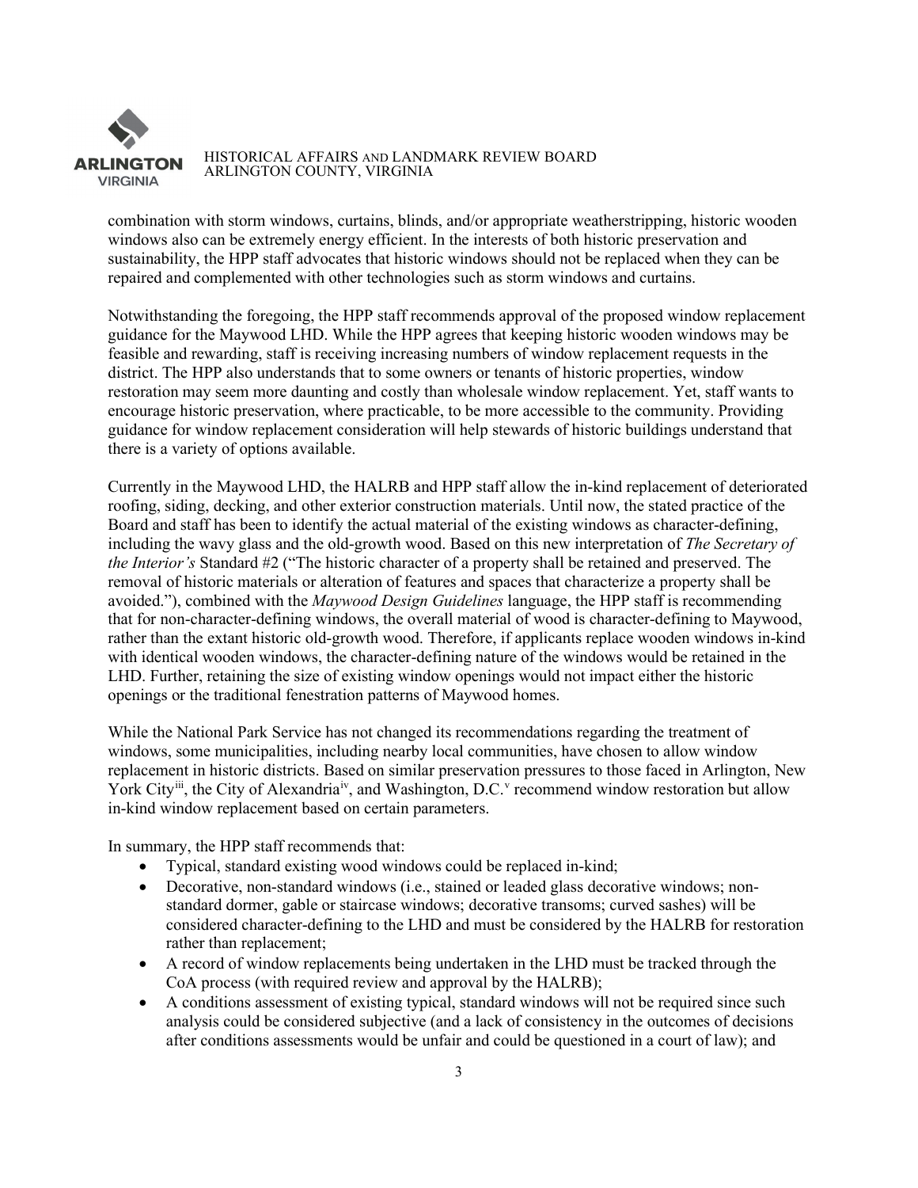combination with storm windows, curtains, blinds, and/or appropriate weatherstripping, historic wooden windows also can be extremely energy efficient. In the interests of both historic preservation and sustainability, the HPP staff advocates that historic windows should not be replaced when they can be repaired and complemented with other technologies such as storm windows and curtains.

Notwithstanding the foregoing, the HPP staff recommends approval of the proposed window replacement guidance for the Maywood LHD. While the HPP agrees that keeping historic wooden windows may be feasible and rewarding, staff is receiving increasing numbers of window replacement requests in the district. The HPP also understands that to some owners or tenants of historic properties, window restoration may seem more daunting and costly than wholesale window replacement. Yet, staff wants to encourage historic preservation, where practicable, to be more accessible to the community. Providing guidance for window replacement consideration will help stewards of historic buildings understand that there is a variety of options available.

Currently in the Maywood LHD, the HALRB and HPP staff allow the in-kind replacement of deteriorated roofing, siding, decking, and other exterior construction materials. Until now, the stated practice of the Board and staff has been to identify the actual material of the existing windows as character-defining, including the wavy glass and the old-growth wood. Based on this new interpretation of *The Secretary of the Interior's* Standard #2 ("The historic character of a property shall be retained and preserved. The removal of historic materials or alteration of features and spaces that characterize a property shall be avoided."), combined with the *Maywood Design Guidelines* language, the HPP staff is recommending that for non-character-defining windows, the overall material of wood is character-defining to Maywood, rather than the extant historic old-growth wood. Therefore, if applicants replace wooden windows in-kind with identical wooden windows, the character-defining nature of the windows would be retained in the LHD. Further, retaining the size of existing window openings would not impact either the historic openings or the traditional fenestration patterns of Maywood homes.

While the National Park Service has not changed its recommendations regarding the treatment of windows, some municipalities, including nearby local communities, have chosen to allow window replacement in historic districts. Based on similar preservation pressures to those faced in Arlington, New York City[iii], the City of Alexandria[iv], and Washington, D.C.[v] recommend window restoration but allow in-kind window replacement based on certain parameters.

In summary, the HPP staff recommends that:

- Typical, standard existing wood windows could be replaced in-kind;
- Decorative, non-standard windows (i.e., stained or leaded glass decorative windows; non-standard dormer, gable or staircase windows; decorative transoms; curved sashes) will be considered character-defining to the LHD and must be considered by the HALRB for restoration rather than replacement;
- A record of window replacements being undertaken in the LHD must be tracked through the CoA process (with required review and approval by the HALRB);
- A conditions assessment of existing typical, standard windows will not be required since such analysis could be considered subjective (and a lack of consistency in the outcomes of decisions after conditions assessments would be unfair and could be questioned in a court of law); and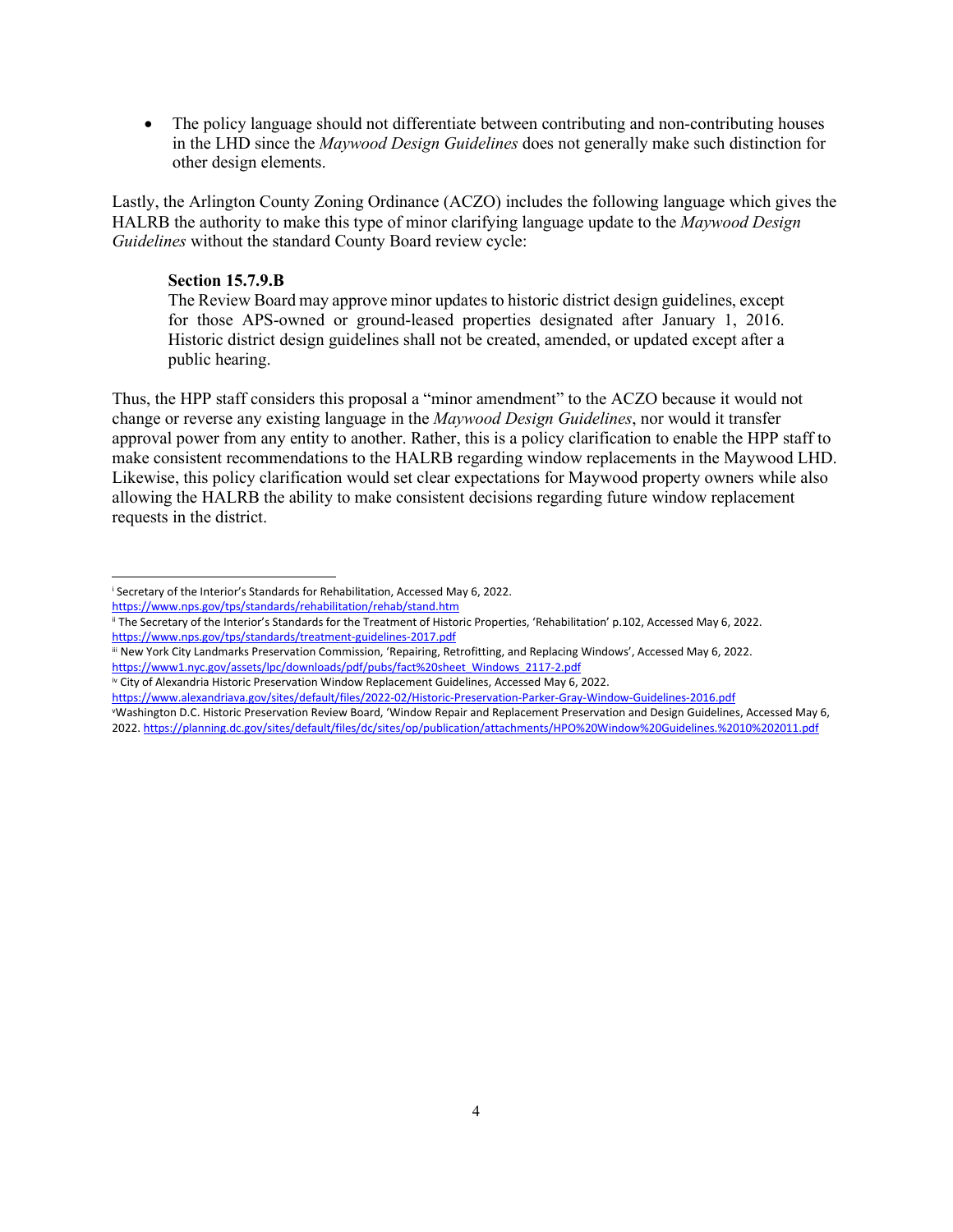- The policy language should not differentiate between contributing and non-contributing houses in the LHD since the *Maywood Design Guidelines* does not generally make such distinction for other design elements.

Lastly, the Arlington County Zoning Ordinance (ACZO) includes the following language which gives the HALRB the authority to make this type of minor clarifying language update to the *Maywood Design Guidelines* without the standard County Board review cycle:

> **Section 15.7.9.B**
> The Review Board may approve minor updates to historic district design guidelines, except for those APS-owned or ground-leased properties designated after January 1, 2016. Historic district design guidelines shall not be created, amended, or updated except after a public hearing.

Thus, the HPP staff considers this proposal a "minor amendment" to the ACZO because it would not change or reverse any existing language in the *Maywood Design Guidelines*, nor would it transfer approval power from any entity to another. Rather, this is a policy clarification to enable the HPP staff to make consistent recommendations to the HALRB regarding window replacements in the Maywood LHD. Likewise, this policy clarification would set clear expectations for Maywood property owners while also allowing the HALRB the ability to make consistent decisions regarding future window replacement requests in the district.

---

[i] Secretary of the Interior's Standards for Rehabilitation, Accessed May 6, 2022. https://www.nps.gov/tps/standards/rehabilitation/rehab/stand.htm

[ii] The Secretary of the Interior's Standards for the Treatment of Historic Properties, 'Rehabilitation' p.102, Accessed May 6, 2022. https://www.nps.gov/tps/standards/treatment-guidelines-2017.pdf

[iii] New York City Landmarks Preservation Commission, 'Repairing, Retrofitting, and Replacing Windows', Accessed May 6, 2022. https://www1.nyc.gov/assets/lpc/downloads/pdf/pubs/fact%20sheet_Windows_2117-2.pdf

[iv] City of Alexandria Historic Preservation Window Replacement Guidelines, Accessed May 6, 2022. https://www.alexandriava.gov/sites/default/files/2022-02/Historic-Preservation-Parker-Gray-Window-Guidelines-2016.pdf

[v] Washington D.C. Historic Preservation Review Board, 'Window Repair and Replacement Preservation and Design Guidelines, Accessed May 6, 2022. https://planning.dc.gov/sites/default/files/dc/sites/op/publication/attachments/HPO%20Window%20Guidelines.%2010%202011.pdf